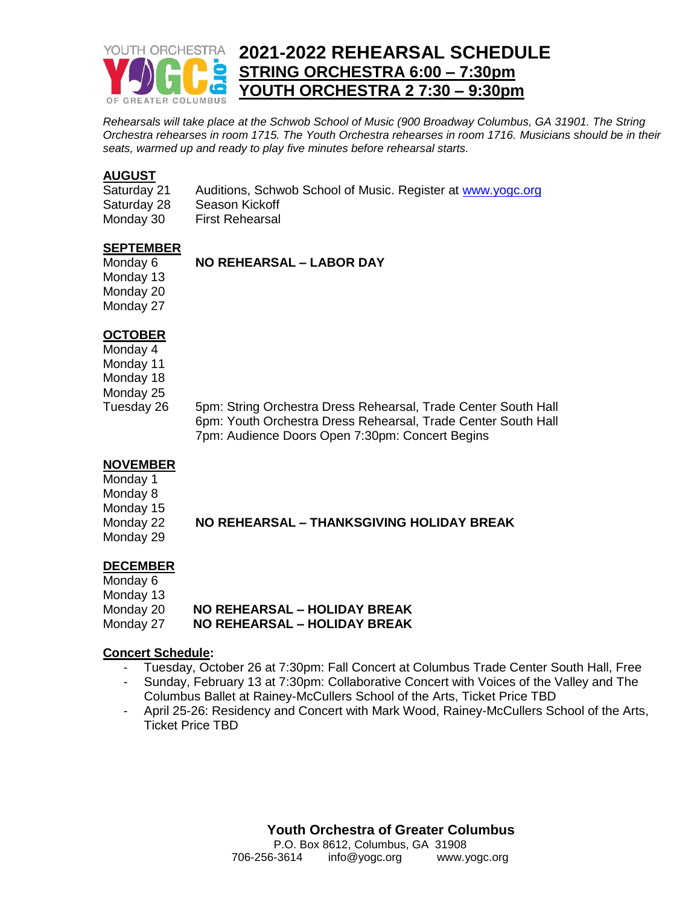# 2021-2022 REHEARSAL SCHEDULE

## STRING ORCHESTRA 6:00 – 7:30pm

## YOUTH ORCHESTRA 2 7:30 – 9:30pm

*Rehearsals will take place at the Schwob School of Music (900 Broadway Columbus, GA 31901. The String Orchestra rehearses in room 1715. The Youth Orchestra rehearses in room 1716. Musicians should be in their seats, warmed up and ready to play five minutes before rehearsal starts.*

### AUGUST

| | |
|---|---|
| Saturday 21 | Auditions, Schwob School of Music. Register at www.yogc.org |
| Saturday 28 | Season Kickoff |
| Monday 30 | First Rehearsal |

### SEPTEMBER

| | |
|---|---|
| Monday 6 | **NO REHEARSAL – LABOR DAY** |
| Monday 13 | |
| Monday 20 | |
| Monday 27 | |

### OCTOBER

| | |
|---|---|
| Monday 4 | |
| Monday 11 | |
| Monday 18 | |
| Monday 25 | |
| Tuesday 26 | 5pm: String Orchestra Dress Rehearsal, Trade Center South Hall<br>6pm: Youth Orchestra Dress Rehearsal, Trade Center South Hall<br>7pm: Audience Doors Open 7:30pm: Concert Begins |

### NOVEMBER

| | |
|---|---|
| Monday 1 | |
| Monday 8 | |
| Monday 15 | |
| Monday 22 | **NO REHEARSAL – THANKSGIVING HOLIDAY BREAK** |
| Monday 29 | |

### DECEMBER

| | |
|---|---|
| Monday 6 | |
| Monday 13 | |
| Monday 20 | **NO REHEARSAL – HOLIDAY BREAK** |
| Monday 27 | **NO REHEARSAL – HOLIDAY BREAK** |

### Concert Schedule:

- Tuesday, October 26 at 7:30pm: Fall Concert at Columbus Trade Center South Hall, Free
- Sunday, February 13 at 7:30pm: Collaborative Concert with Voices of the Valley and The Columbus Ballet at Rainey-McCullers School of the Arts, Ticket Price TBD
- April 25-26: Residency and Concert with Mark Wood, Rainey-McCullers School of the Arts, Ticket Price TBD

**Youth Orchestra of Greater Columbus**
P.O. Box 8612, Columbus, GA 31908
706-256-3614 info@yogc.org www.yogc.org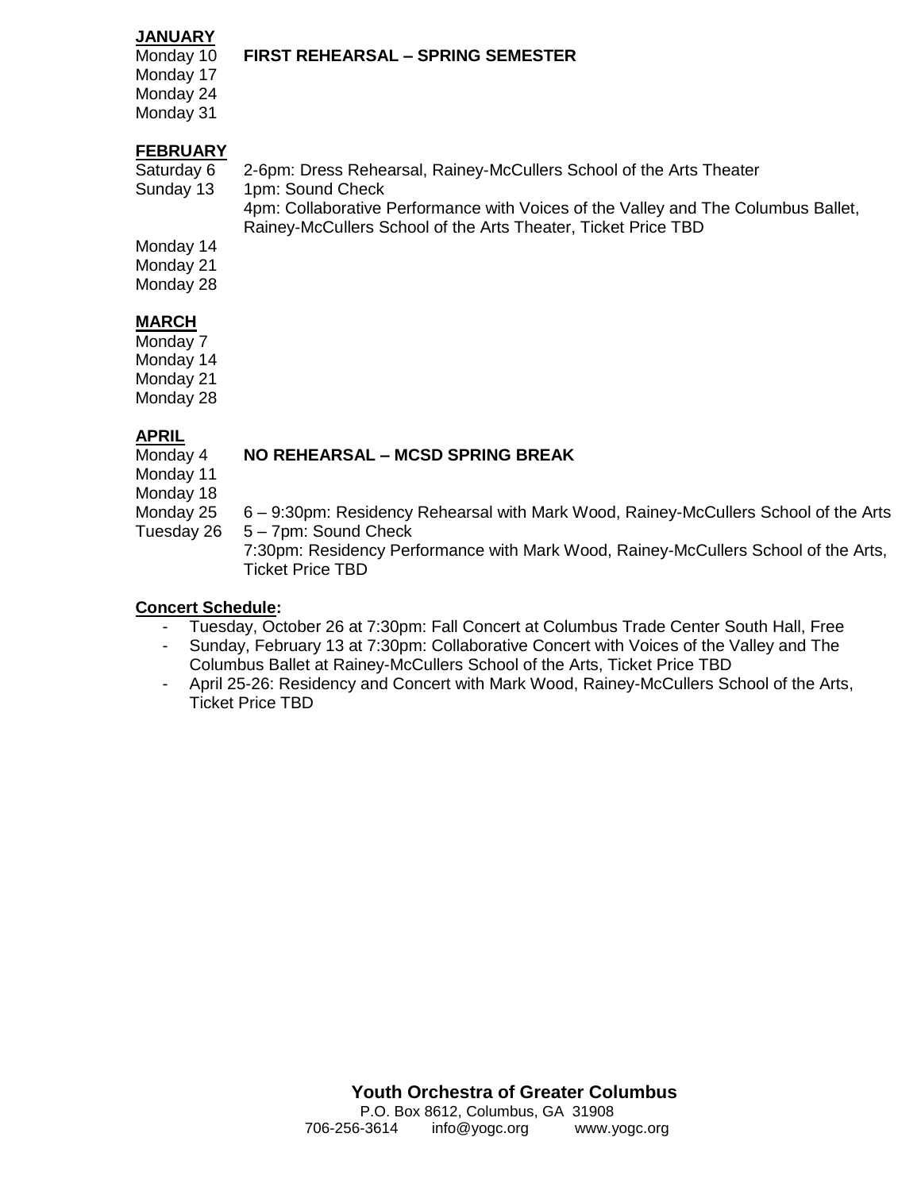**JANUARY**

Monday 10 **FIRST REHEARSAL – SPRING SEMESTER**
Monday 17
Monday 24
Monday 31

**FEBRUARY**

Saturday 6 2-6pm: Dress Rehearsal, Rainey-McCullers School of the Arts Theater
Sunday 13 1pm: Sound Check
4pm: Collaborative Performance with Voices of the Valley and The Columbus Ballet, Rainey-McCullers School of the Arts Theater, Ticket Price TBD
Monday 14
Monday 21
Monday 28

**MARCH**

Monday 7
Monday 14
Monday 21
Monday 28

**APRIL**

Monday 4 **NO REHEARSAL – MCSD SPRING BREAK**
Monday 11
Monday 18
Monday 25 6 – 9:30pm: Residency Rehearsal with Mark Wood, Rainey-McCullers School of the Arts
Tuesday 26 5 – 7pm: Sound Check
7:30pm: Residency Performance with Mark Wood, Rainey-McCullers School of the Arts, Ticket Price TBD

**Concert Schedule:**

- Tuesday, October 26 at 7:30pm: Fall Concert at Columbus Trade Center South Hall, Free
- Sunday, February 13 at 7:30pm: Collaborative Concert with Voices of the Valley and The Columbus Ballet at Rainey-McCullers School of the Arts, Ticket Price TBD
- April 25-26: Residency and Concert with Mark Wood, Rainey-McCullers School of the Arts, Ticket Price TBD

**Youth Orchestra of Greater Columbus**
P.O. Box 8612, Columbus, GA 31908
706-256-3614 info@yogc.org www.yogc.org